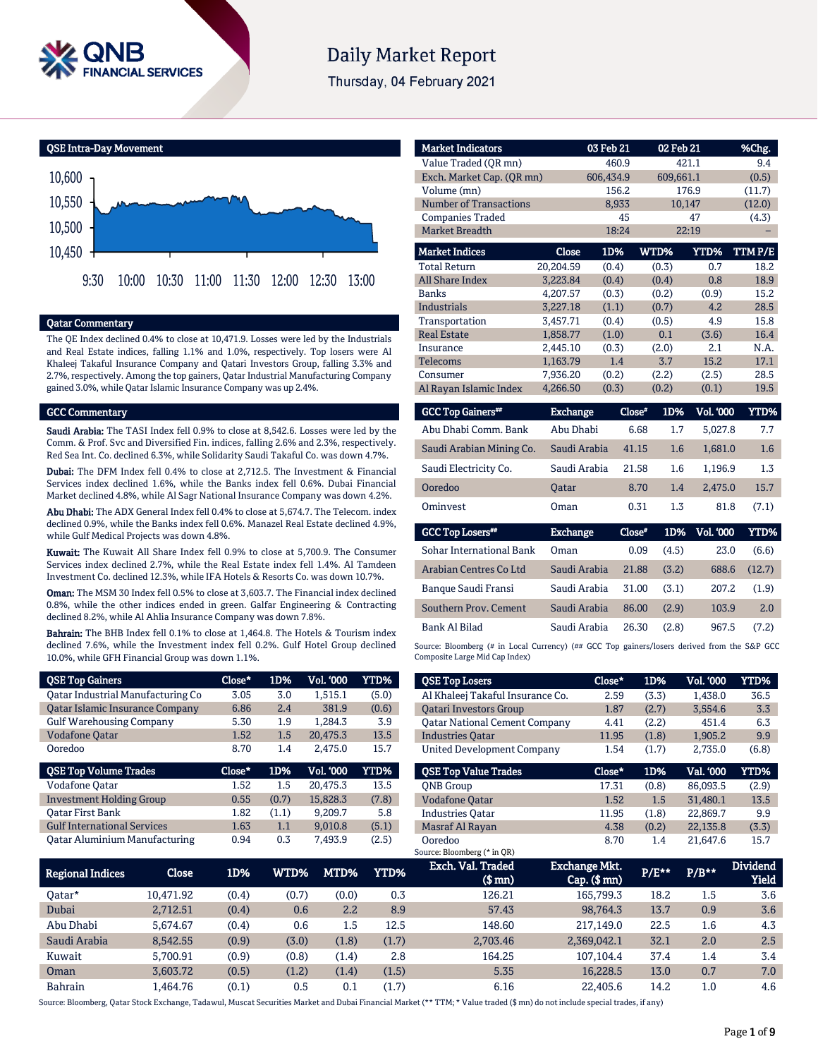# Daily Market Report

Thursday, 04 February 2021

## QSE Intra-Day Movement

## Qatar Commentary

The QE Index declined 0.4% to close at 10,471.9. Losses were led by the Industrials and Real Estate indices, falling 1.1% and 1.0%, respectively. Top losers were Al Khaleej Takaful Insurance Company and Qatari Investors Group, falling 3.3% and 2.7%, respectively. Among the top gainers, Qatar Industrial Manufacturing Company gained 3.0%, while Qatar Islamic Insurance Company was up 2.4%.

## GCC Commentary

**Saudi Arabia:** The TASI Index fell 0.9% to close at 8,542.6. Losses were led by the Comm. & Prof. Svc and Diversified Fin. indices, falling 2.6% and 2.3%, respectively. Red Sea Int. Co. declined 6.3%, while Solidarity Saudi Takaful Co. was down 4.7%.

**Dubai:** The DFM Index fell 0.4% to close at 2,712.5. The Investment & Financial Services index declined 1.6%, while the Banks index fell 0.6%. Dubai Financial Market declined 4.8%, while Al Sagr National Insurance Company was down 4.2%.

**Abu Dhabi:** The ADX General Index fell 0.4% to close at 5,674.7. The Telecom. index declined 0.9%, while the Banks index fell 0.6%. Manazel Real Estate declined 4.9%, while Gulf Medical Projects was down 4.8%.

**Kuwait:** The Kuwait All Share Index fell 0.9% to close at 5,700.9. The Consumer Services index declined 2.7%, while the Real Estate index fell 1.4%. Al Tamdeen Investment Co. declined 12.3%, while IFA Hotels & Resorts Co. was down 10.7%.

**Oman:** The MSM 30 Index fell 0.5% to close at 3,603.7. The Financial index declined 0.8%, while the other indices ended in green. Galfar Engineering & Contracting declined 8.2%, while Al Ahlia Insurance Company was down 7.8%.

**Bahrain:** The BHB Index fell 0.1% to close at 1,464.8. The Hotels & Tourism index declined 7.6%, while the Investment index fell 0.2%. Gulf Hotel Group declined 10.0%, while GFH Financial Group was down 1.1%.

| Market Indicators | 03 Feb 21 | 02 Feb 21 | %Chg. |
|---|---|---|---|
| Value Traded (QR mn) | 460.9 | 421.1 | 9.4 |
| Exch. Market Cap. (QR mn) | 606,434.9 | 609,661.1 | (0.5) |
| Volume (mn) | 156.2 | 176.9 | (11.7) |
| Number of Transactions | 8,933 | 10,147 | (12.0) |
| Companies Traded | 45 | 47 | (4.3) |
| Market Breadth | 18:24 | 22:19 | – |

| Market Indices | Close | 1D% | WTD% | YTD% | TTM P/E |
|---|---|---|---|---|---|
| Total Return | 20,204.59 | (0.4) | (0.3) | 0.7 | 18.2 |
| All Share Index | 3,223.84 | (0.4) | (0.4) | 0.8 | 18.9 |
| Banks | 4,207.57 | (0.3) | (0.2) | (0.9) | 15.2 |
| Industrials | 3,227.18 | (1.1) | (0.7) | 4.2 | 28.5 |
| Transportation | 3,457.71 | (0.4) | (0.5) | 4.9 | 15.8 |
| Real Estate | 1,858.77 | (1.0) | 0.1 | (3.6) | 16.4 |
| Insurance | 2,445.10 | (0.3) | (2.0) | 2.1 | N.A. |
| Telecoms | 1,163.79 | 1.4 | 3.7 | 15.2 | 17.1 |
| Consumer | 7,936.20 | (0.2) | (2.2) | (2.5) | 28.5 |
| Al Rayan Islamic Index | 4,266.50 | (0.3) | (0.2) | (0.1) | 19.5 |

| GCC Top Gainers## | Exchange | Close# | 1D% | Vol. '000 | YTD% |
|---|---|---|---|---|---|
| Abu Dhabi Comm. Bank | Abu Dhabi | 6.68 | 1.7 | 5,027.8 | 7.7 |
| Saudi Arabian Mining Co. | Saudi Arabia | 41.15 | 1.6 | 1,681.0 | 1.6 |
| Saudi Electricity Co. | Saudi Arabia | 21.58 | 1.6 | 1,196.9 | 1.3 |
| Ooredoo | Qatar | 8.70 | 1.4 | 2,475.0 | 15.7 |
| Ominvest | Oman | 0.31 | 1.3 | 81.8 | (7.1) |

| GCC Top Losers## | Exchange | Close# | 1D% | Vol. '000 | YTD% |
|---|---|---|---|---|---|
| Sohar International Bank | Oman | 0.09 | (4.5) | 23.0 | (6.6) |
| Arabian Centres Co Ltd | Saudi Arabia | 21.88 | (3.2) | 688.6 | (12.7) |
| Banque Saudi Fransi | Saudi Arabia | 31.00 | (3.1) | 207.2 | (1.9) |
| Southern Prov. Cement | Saudi Arabia | 86.00 | (2.9) | 103.9 | 2.0 |
| Bank Al Bilad | Saudi Arabia | 26.30 | (2.8) | 967.5 | (7.2) |

Source: Bloomberg (# in Local Currency) (## GCC Top gainers/losers derived from the S&P GCC Composite Large Mid Cap Index)

| QSE Top Gainers | Close* | 1D% | Vol. '000 | YTD% |
|---|---|---|---|---|
| Qatar Industrial Manufacturing Co | 3.05 | 3.0 | 1,515.1 | (5.0) |
| Qatar Islamic Insurance Company | 6.86 | 2.4 | 381.9 | (0.6) |
| Gulf Warehousing Company | 5.30 | 1.9 | 1,284.3 | 3.9 |
| Vodafone Qatar | 1.52 | 1.5 | 20,475.3 | 13.5 |
| Ooredoo | 8.70 | 1.4 | 2,475.0 | 15.7 |

| QSE Top Volume Trades | Close* | 1D% | Vol. '000 | YTD% |
|---|---|---|---|---|
| Vodafone Qatar | 1.52 | 1.5 | 20,475.3 | 13.5 |
| Investment Holding Group | 0.55 | (0.7) | 15,828.3 | (7.8) |
| Qatar First Bank | 1.82 | (1.1) | 9,209.7 | 5.8 |
| Gulf International Services | 1.63 | 1.1 | 9,010.8 | (5.1) |
| Qatar Aluminium Manufacturing | 0.94 | 0.3 | 7,493.9 | (2.5) |

| QSE Top Losers | Close* | 1D% | Vol. '000 | YTD% |
|---|---|---|---|---|
| Al Khaleej Takaful Insurance Co. | 2.59 | (3.3) | 1,438.0 | 36.5 |
| Qatari Investors Group | 1.87 | (2.7) | 3,554.6 | 3.3 |
| Qatar National Cement Company | 4.41 | (2.2) | 451.4 | 6.3 |
| Industries Qatar | 11.95 | (1.8) | 1,905.2 | 9.9 |
| United Development Company | 1.54 | (1.7) | 2,735.0 | (6.8) |

| QSE Top Value Trades | Close* | 1D% | Val. '000 | YTD% |
|---|---|---|---|---|
| QNB Group | 17.31 | (0.8) | 86,093.5 | (2.9) |
| Vodafone Qatar | 1.52 | 1.5 | 31,480.1 | 13.5 |
| Industries Qatar | 11.95 | (1.8) | 22,869.7 | 9.9 |
| Masraf Al Rayan | 4.38 | (0.2) | 22,135.8 | (3.3) |
| Ooredoo | 8.70 | 1.4 | 21,647.6 | 15.7 |

Source: Bloomberg (* in QR)

| Regional Indices | Close | 1D% | WTD% | MTD% | YTD% | Exch. Val. Traded ($ mn) | Exchange Mkt. Cap. ($ mn) | P/E** | P/B** | Dividend Yield |
|---|---|---|---|---|---|---|---|---|---|---|
| Qatar* | 10,471.92 | (0.4) | (0.7) | (0.0) | 0.3 | 126.21 | 165,799.3 | 18.2 | 1.5 | 3.6 |
| Dubai | 2,712.51 | (0.4) | 0.6 | 2.2 | 8.9 | 57.43 | 98,764.3 | 13.7 | 0.9 | 3.6 |
| Abu Dhabi | 5,674.67 | (0.4) | 0.6 | 1.5 | 12.5 | 148.60 | 217,149.0 | 22.5 | 1.6 | 4.3 |
| Saudi Arabia | 8,542.55 | (0.9) | (3.0) | (1.8) | (1.7) | 2,703.46 | 2,369,042.1 | 32.1 | 2.0 | 2.5 |
| Kuwait | 5,700.91 | (0.9) | (0.8) | (1.4) | 2.8 | 164.25 | 107,104.4 | 37.4 | 1.4 | 3.4 |
| Oman | 3,603.72 | (0.5) | (1.2) | (1.4) | (1.5) | 5.35 | 16,228.5 | 13.0 | 0.7 | 7.0 |
| Bahrain | 1,464.76 | (0.1) | 0.5 | 0.1 | (1.7) | 6.16 | 22,405.6 | 14.2 | 1.0 | 4.6 |

Source: Bloomberg, Qatar Stock Exchange, Tadawul, Muscat Securities Market and Dubai Financial Market (** TTM; * Value traded ($ mn) do not include special trades, if any)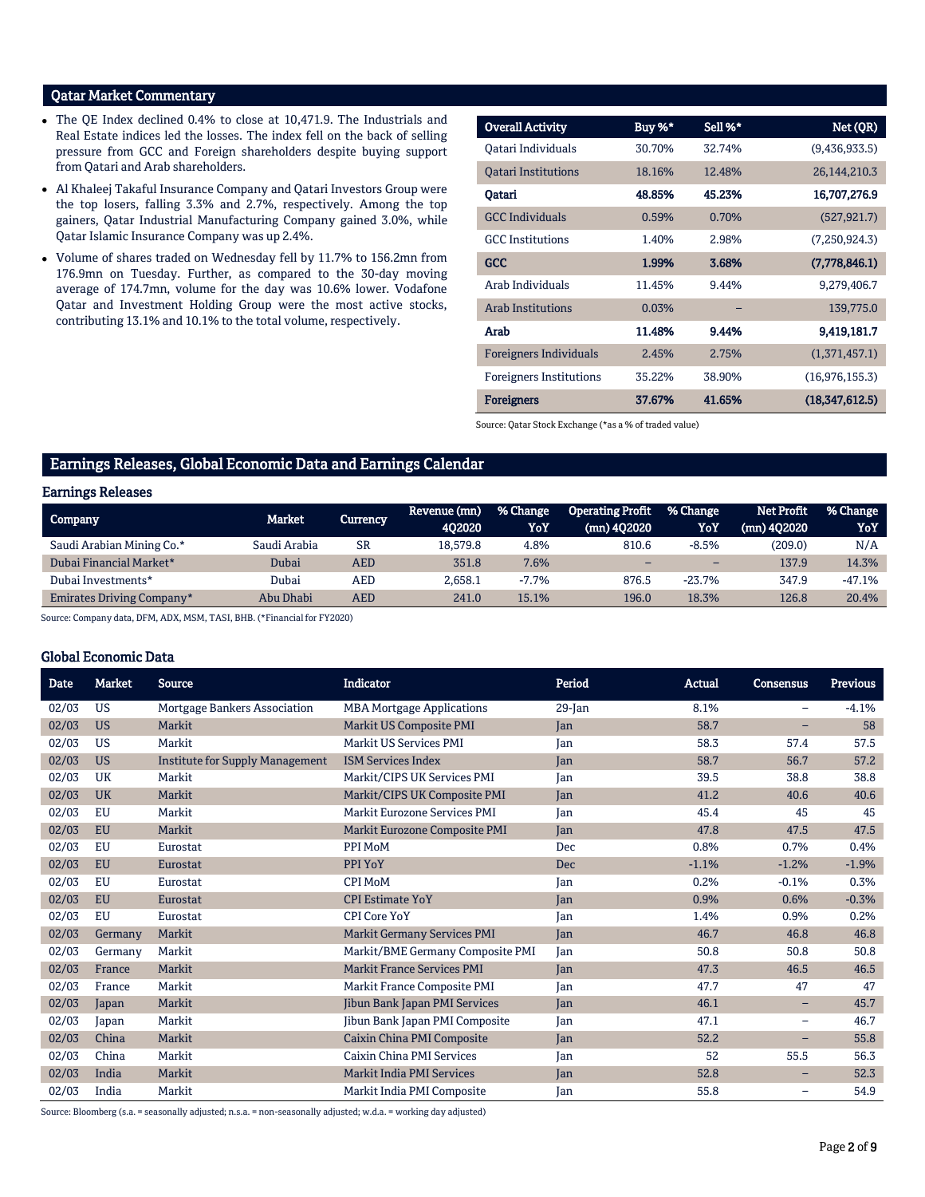## Qatar Market Commentary

- The QE Index declined 0.4% to close at 10,471.9. The Industrials and Real Estate indices led the losses. The index fell on the back of selling pressure from GCC and Foreign shareholders despite buying support from Qatari and Arab shareholders.
- Al Khaleej Takaful Insurance Company and Qatari Investors Group were the top losers, falling 3.3% and 2.7%, respectively. Among the top gainers, Qatar Industrial Manufacturing Company gained 3.0%, while Qatar Islamic Insurance Company was up 2.4%.
- Volume of shares traded on Wednesday fell by 11.7% to 156.2mn from 176.9mn on Tuesday. Further, as compared to the 30-day moving average of 174.7mn, volume for the day was 10.6% lower. Vodafone Qatar and Investment Holding Group were the most active stocks, contributing 13.1% and 10.1% to the total volume, respectively.

| Overall Activity | Buy %* | Sell %* | Net (QR) |
|---|---|---|---|
| Qatari Individuals | 30.70% | 32.74% | (9,436,933.5) |
| Qatari Institutions | 18.16% | 12.48% | 26,144,210.3 |
| **Qatari** | **48.85%** | **45.23%** | **16,707,276.9** |
| GCC Individuals | 0.59% | 0.70% | (527,921.7) |
| GCC Institutions | 1.40% | 2.98% | (7,250,924.3) |
| **GCC** | **1.99%** | **3.68%** | **(7,778,846.1)** |
| Arab Individuals | 11.45% | 9.44% | 9,279,406.7 |
| Arab Institutions | 0.03% | – | 139,775.0 |
| **Arab** | **11.48%** | **9.44%** | **9,419,181.7** |
| Foreigners Individuals | 2.45% | 2.75% | (1,371,457.1) |
| Foreigners Institutions | 35.22% | 38.90% | (16,976,155.3) |
| **Foreigners** | **37.67%** | **41.65%** | **(18,347,612.5)** |

Source: Qatar Stock Exchange (*as a % of traded value)

## Earnings Releases, Global Economic Data and Earnings Calendar

### Earnings Releases

| Company | Market | Currency | Revenue (mn) 4Q2020 | % Change YoY | Operating Profit (mn) 4Q2020 | % Change YoY | Net Profit (mn) 4Q2020 | % Change YoY |
|---|---|---|---|---|---|---|---|---|
| Saudi Arabian Mining Co.* | Saudi Arabia | SR | 18,579.8 | 4.8% | 810.6 | -8.5% | (209.0) | N/A |
| Dubai Financial Market* | Dubai | AED | 351.8 | 7.6% | – | – | 137.9 | 14.3% |
| Dubai Investments* | Dubai | AED | 2,658.1 | -7.7% | 876.5 | -23.7% | 347.9 | -47.1% |
| Emirates Driving Company* | Abu Dhabi | AED | 241.0 | 15.1% | 196.0 | 18.3% | 126.8 | 20.4% |

Source: Company data, DFM, ADX, MSM, TASI, BHB. (*Financial for FY2020)

### Global Economic Data

| Date | Market | Source | Indicator | Period | Actual | Consensus | Previous |
|---|---|---|---|---|---|---|---|
| 02/03 | US | Mortgage Bankers Association | MBA Mortgage Applications | 29-Jan | 8.1% | – | -4.1% |
| 02/03 | US | Markit | Markit US Composite PMI | Jan | 58.7 | – | 58 |
| 02/03 | US | Markit | Markit US Services PMI | Jan | 58.3 | 57.4 | 57.5 |
| 02/03 | US | Institute for Supply Management | ISM Services Index | Jan | 58.7 | 56.7 | 57.2 |
| 02/03 | UK | Markit | Markit/CIPS UK Services PMI | Jan | 39.5 | 38.8 | 38.8 |
| 02/03 | UK | Markit | Markit/CIPS UK Composite PMI | Jan | 41.2 | 40.6 | 40.6 |
| 02/03 | EU | Markit | Markit Eurozone Services PMI | Jan | 45.4 | 45 | 45 |
| 02/03 | EU | Markit | Markit Eurozone Composite PMI | Jan | 47.8 | 47.5 | 47.5 |
| 02/03 | EU | Eurostat | PPI MoM | Dec | 0.8% | 0.7% | 0.4% |
| 02/03 | EU | Eurostat | PPI YoY | Dec | -1.1% | -1.2% | -1.9% |
| 02/03 | EU | Eurostat | CPI MoM | Jan | 0.2% | -0.1% | 0.3% |
| 02/03 | EU | Eurostat | CPI Estimate YoY | Jan | 0.9% | 0.6% | -0.3% |
| 02/03 | EU | Eurostat | CPI Core YoY | Jan | 1.4% | 0.9% | 0.2% |
| 02/03 | Germany | Markit | Markit Germany Services PMI | Jan | 46.7 | 46.8 | 46.8 |
| 02/03 | Germany | Markit | Markit/BME Germany Composite PMI | Jan | 50.8 | 50.8 | 50.8 |
| 02/03 | France | Markit | Markit France Services PMI | Jan | 47.3 | 46.5 | 46.5 |
| 02/03 | France | Markit | Markit France Composite PMI | Jan | 47.7 | 47 | 47 |
| 02/03 | Japan | Markit | Jibun Bank Japan PMI Services | Jan | 46.1 | – | 45.7 |
| 02/03 | Japan | Markit | Jibun Bank Japan PMI Composite | Jan | 47.1 | – | 46.7 |
| 02/03 | China | Markit | Caixin China PMI Composite | Jan | 52.2 | – | 55.8 |
| 02/03 | China | Markit | Caixin China PMI Services | Jan | 52 | 55.5 | 56.3 |
| 02/03 | India | Markit | Markit India PMI Services | Jan | 52.8 | – | 52.3 |
| 02/03 | India | Markit | Markit India PMI Composite | Jan | 55.8 | – | 54.9 |

Source: Bloomberg (s.a. = seasonally adjusted; n.s.a. = non-seasonally adjusted; w.d.a. = working day adjusted)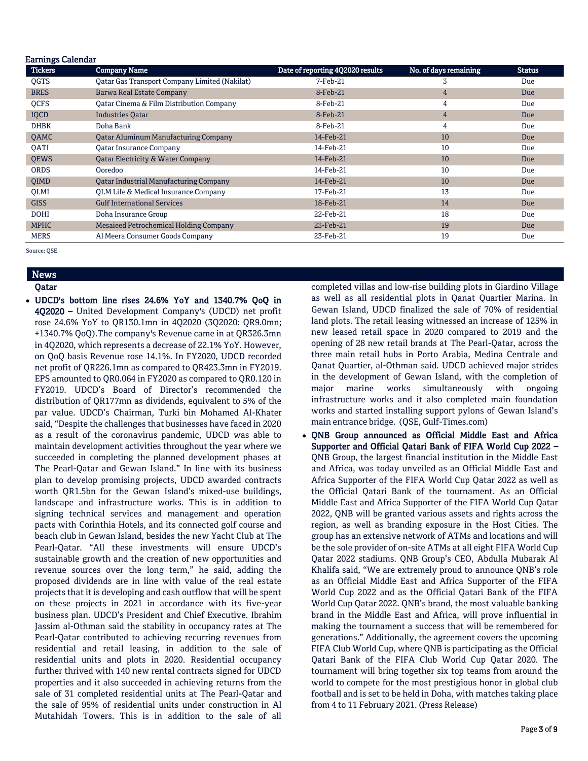## Earnings Calendar

| Tickers | Company Name | Date of reporting 4Q2020 results | No. of days remaining | Status |
|---|---|---|---|---|
| QGTS | Qatar Gas Transport Company Limited (Nakilat) | 7-Feb-21 | 3 | Due |
| BRES | Barwa Real Estate Company | 8-Feb-21 | 4 | Due |
| QCFS | Qatar Cinema & Film Distribution Company | 8-Feb-21 | 4 | Due |
| IQCD | Industries Qatar | 8-Feb-21 | 4 | Due |
| DHBK | Doha Bank | 8-Feb-21 | 4 | Due |
| QAMC | Qatar Aluminum Manufacturing Company | 14-Feb-21 | 10 | Due |
| QATI | Qatar Insurance Company | 14-Feb-21 | 10 | Due |
| QEWS | Qatar Electricity & Water Company | 14-Feb-21 | 10 | Due |
| ORDS | Ooredoo | 14-Feb-21 | 10 | Due |
| QIMD | Qatar Industrial Manufacturing Company | 14-Feb-21 | 10 | Due |
| QLMI | QLM Life & Medical Insurance Company | 17-Feb-21 | 13 | Due |
| GISS | Gulf International Services | 18-Feb-21 | 14 | Due |
| DOHI | Doha Insurance Group | 22-Feb-21 | 18 | Due |
| MPHC | Mesaieed Petrochemical Holding Company | 23-Feb-21 | 19 | Due |
| MERS | Al Meera Consumer Goods Company | 23-Feb-21 | 19 | Due |

Source: QSE

## News

### Qatar

- **UDCD's bottom line rises 24.6% YoY and 1340.7% QoQ in 4Q2020 –** United Development Company's (UDCD) net profit rose 24.6% YoY to QR130.1mn in 4Q2020 (3Q2020: QR9.0mn; +1340.7% QoQ).The company's Revenue came in at QR326.3mn in 4Q2020, which represents a decrease of 22.1% YoY. However, on QoQ basis Revenue rose 14.1%. In FY2020, UDCD recorded net profit of QR226.1mn as compared to QR423.3mn in FY2019. EPS amounted to QR0.064 in FY2020 as compared to QR0.120 in FY2019. UDCD's Board of Director's recommended the distribution of QR177mn as dividends, equivalent to 5% of the par value. UDCD's Chairman, Turki bin Mohamed Al-Khater said, "Despite the challenges that businesses have faced in 2020 as a result of the coronavirus pandemic, UDCD was able to maintain development activities throughout the year where we succeeded in completing the planned development phases at The Pearl-Qatar and Gewan Island." In line with its business plan to develop promising projects, UDCD awarded contracts worth QR1.5bn for the Gewan Island's mixed-use buildings, landscape and infrastructure works. This is in addition to signing technical services and management and operation pacts with Corinthia Hotels, and its connected golf course and beach club in Gewan Island, besides the new Yacht Club at The Pearl-Qatar. "All these investments will ensure UDCD's sustainable growth and the creation of new opportunities and revenue sources over the long term," he said, adding the proposed dividends are in line with value of the real estate projects that it is developing and cash outflow that will be spent on these projects in 2021 in accordance with its five-year business plan. UDCD's President and Chief Executive. Ibrahim Jassim al-Othman said the stability in occupancy rates at The Pearl-Qatar contributed to achieving recurring revenues from residential and retail leasing, in addition to the sale of residential units and plots in 2020. Residential occupancy further thrived with 140 new rental contracts signed for UDCD properties and it also succeeded in achieving returns from the sale of 31 completed residential units at The Pearl-Qatar and the sale of 95% of residential units under construction in Al Mutahidah Towers. This is in addition to the sale of all completed villas and low-rise building plots in Giardino Village as well as all residential plots in Qanat Quartier Marina. In Gewan Island, UDCD finalized the sale of 70% of residential land plots. The retail leasing witnessed an increase of 125% in new leased retail space in 2020 compared to 2019 and the opening of 28 new retail brands at The Pearl-Qatar, across the three main retail hubs in Porto Arabia, Medina Centrale and Qanat Quartier, al-Othman said. UDCD achieved major strides in the development of Gewan Island, with the completion of major marine works simultaneously with ongoing infrastructure works and it also completed main foundation works and started installing support pylons of Gewan Island's main entrance bridge. (QSE, Gulf-Times.com)
- **QNB Group announced as Official Middle East and Africa Supporter and Official Qatari Bank of FIFA World Cup 2022 –** QNB Group, the largest financial institution in the Middle East and Africa, was today unveiled as an Official Middle East and Africa Supporter of the FIFA World Cup Qatar 2022 as well as the Official Qatari Bank of the tournament. As an Official Middle East and Africa Supporter of the FIFA World Cup Qatar 2022, QNB will be granted various assets and rights across the region, as well as branding exposure in the Host Cities. The group has an extensive network of ATMs and locations and will be the sole provider of on-site ATMs at all eight FIFA World Cup Qatar 2022 stadiums. QNB Group's CEO, Abdulla Mubarak Al Khalifa said, "We are extremely proud to announce QNB's role as an Official Middle East and Africa Supporter of the FIFA World Cup 2022 and as the Official Qatari Bank of the FIFA World Cup Qatar 2022. QNB's brand, the most valuable banking brand in the Middle East and Africa, will prove influential in making the tournament a success that will be remembered for generations." Additionally, the agreement covers the upcoming FIFA Club World Cup, where QNB is participating as the Official Qatari Bank of the FIFA Club World Cup Qatar 2020. The tournament will bring together six top teams from around the world to compete for the most prestigious honor in global club football and is set to be held in Doha, with matches taking place from 4 to 11 February 2021. (Press Release)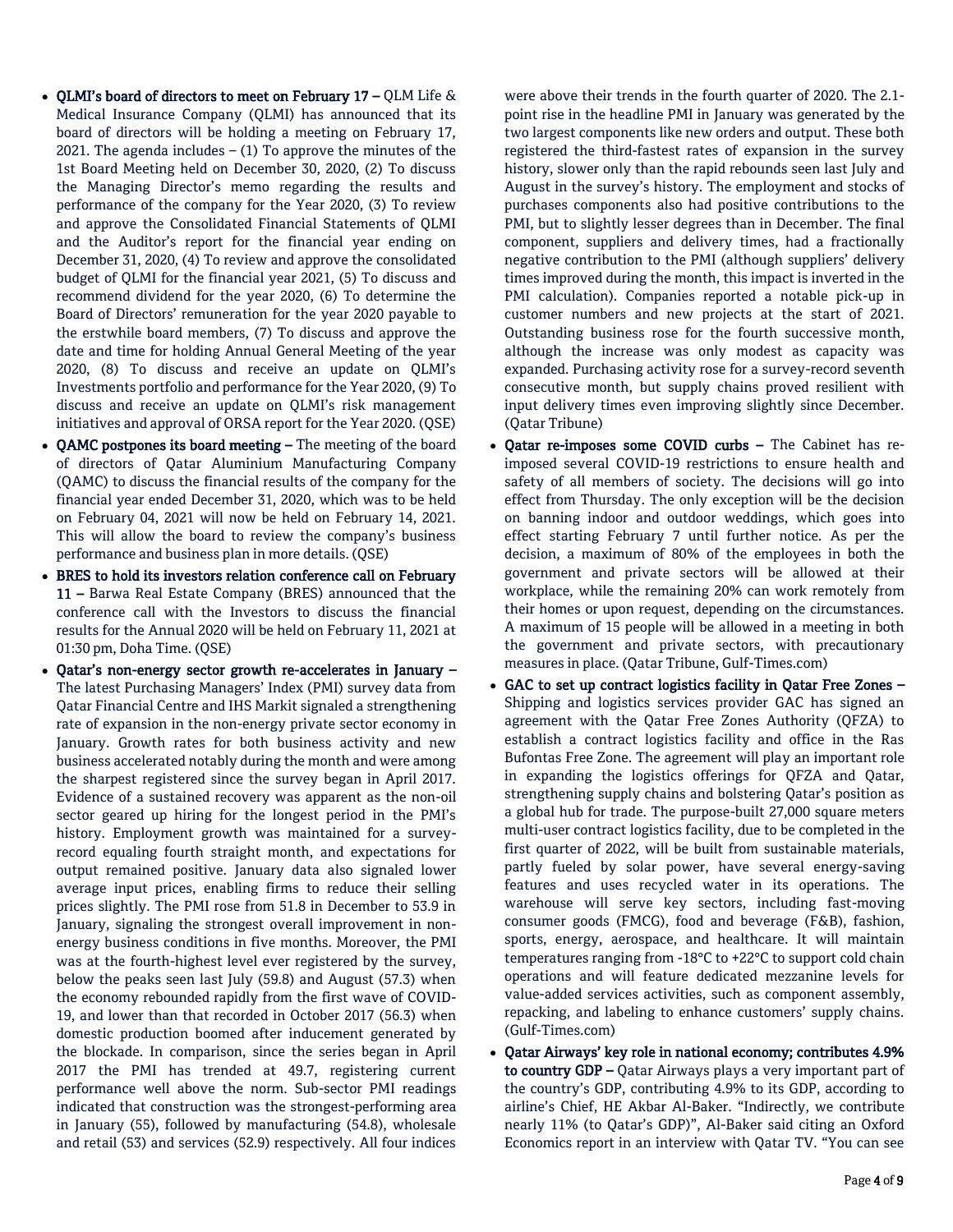- **QLMI's board of directors to meet on February 17 –** QLM Life & Medical Insurance Company (QLMI) has announced that its board of directors will be holding a meeting on February 17, 2021. The agenda includes – (1) To approve the minutes of the 1st Board Meeting held on December 30, 2020, (2) To discuss the Managing Director's memo regarding the results and performance of the company for the Year 2020, (3) To review and approve the Consolidated Financial Statements of QLMI and the Auditor's report for the financial year ending on December 31, 2020, (4) To review and approve the consolidated budget of QLMI for the financial year 2021, (5) To discuss and recommend dividend for the year 2020, (6) To determine the Board of Directors' remuneration for the year 2020 payable to the erstwhile board members, (7) To discuss and approve the date and time for holding Annual General Meeting of the year 2020, (8) To discuss and receive an update on QLMI's Investments portfolio and performance for the Year 2020, (9) To discuss and receive an update on QLMI's risk management initiatives and approval of ORSA report for the Year 2020. (QSE)
- **QAMC postpones its board meeting –** The meeting of the board of directors of Qatar Aluminium Manufacturing Company (QAMC) to discuss the financial results of the company for the financial year ended December 31, 2020, which was to be held on February 04, 2021 will now be held on February 14, 2021. This will allow the board to review the company's business performance and business plan in more details. (QSE)
- **BRES to hold its investors relation conference call on February 11 –** Barwa Real Estate Company (BRES) announced that the conference call with the Investors to discuss the financial results for the Annual 2020 will be held on February 11, 2021 at 01:30 pm, Doha Time. (QSE)
- **Qatar's non-energy sector growth re-accelerates in January –** The latest Purchasing Managers' Index (PMI) survey data from Qatar Financial Centre and IHS Markit signaled a strengthening rate of expansion in the non-energy private sector economy in January. Growth rates for both business activity and new business accelerated notably during the month and were among the sharpest registered since the survey began in April 2017. Evidence of a sustained recovery was apparent as the non-oil sector geared up hiring for the longest period in the PMI's history. Employment growth was maintained for a survey-record equaling fourth straight month, and expectations for output remained positive. January data also signaled lower average input prices, enabling firms to reduce their selling prices slightly. The PMI rose from 51.8 in December to 53.9 in January, signaling the strongest overall improvement in non-energy business conditions in five months. Moreover, the PMI was at the fourth-highest level ever registered by the survey, below the peaks seen last July (59.8) and August (57.3) when the economy rebounded rapidly from the first wave of COVID-19, and lower than that recorded in October 2017 (56.3) when domestic production boomed after inducement generated by the blockade. In comparison, since the series began in April 2017 the PMI has trended at 49.7, registering current performance well above the norm. Sub-sector PMI readings indicated that construction was the strongest-performing area in January (55), followed by manufacturing (54.8), wholesale and retail (53) and services (52.9) respectively. All four indices were above their trends in the fourth quarter of 2020. The 2.1-point rise in the headline PMI in January was generated by the two largest components like new orders and output. These both registered the third-fastest rates of expansion in the survey history, slower only than the rapid rebounds seen last July and August in the survey's history. The employment and stocks of purchases components also had positive contributions to the PMI, but to slightly lesser degrees than in December. The final component, suppliers and delivery times, had a fractionally negative contribution to the PMI (although suppliers' delivery times improved during the month, this impact is inverted in the PMI calculation). Companies reported a notable pick-up in customer numbers and new projects at the start of 2021. Outstanding business rose for the fourth successive month, although the increase was only modest as capacity was expanded. Purchasing activity rose for a survey-record seventh consecutive month, but supply chains proved resilient with input delivery times even improving slightly since December. (Qatar Tribune)
- **Qatar re-imposes some COVID curbs –** The Cabinet has re-imposed several COVID-19 restrictions to ensure health and safety of all members of society. The decisions will go into effect from Thursday. The only exception will be the decision on banning indoor and outdoor weddings, which goes into effect starting February 7 until further notice. As per the decision, a maximum of 80% of the employees in both the government and private sectors will be allowed at their workplace, while the remaining 20% can work remotely from their homes or upon request, depending on the circumstances. A maximum of 15 people will be allowed in a meeting in both the government and private sectors, with precautionary measures in place. (Qatar Tribune, Gulf-Times.com)
- **GAC to set up contract logistics facility in Qatar Free Zones –** Shipping and logistics services provider GAC has signed an agreement with the Qatar Free Zones Authority (QFZA) to establish a contract logistics facility and office in the Ras Bufontas Free Zone. The agreement will play an important role in expanding the logistics offerings for QFZA and Qatar, strengthening supply chains and bolstering Qatar's position as a global hub for trade. The purpose-built 27,000 square meters multi-user contract logistics facility, due to be completed in the first quarter of 2022, will be built from sustainable materials, partly fueled by solar power, have several energy-saving features and uses recycled water in its operations. The warehouse will serve key sectors, including fast-moving consumer goods (FMCG), food and beverage (F&B), fashion, sports, energy, aerospace, and healthcare. It will maintain temperatures ranging from -18°C to +22°C to support cold chain operations and will feature dedicated mezzanine levels for value-added services activities, such as component assembly, repacking, and labeling to enhance customers' supply chains. (Gulf-Times.com)
- **Qatar Airways' key role in national economy; contributes 4.9% to country GDP –** Qatar Airways plays a very important part of the country's GDP, contributing 4.9% to its GDP, according to airline's Chief, HE Akbar Al-Baker. "Indirectly, we contribute nearly 11% (to Qatar's GDP)", Al-Baker said citing an Oxford Economics report in an interview with Qatar TV. "You can see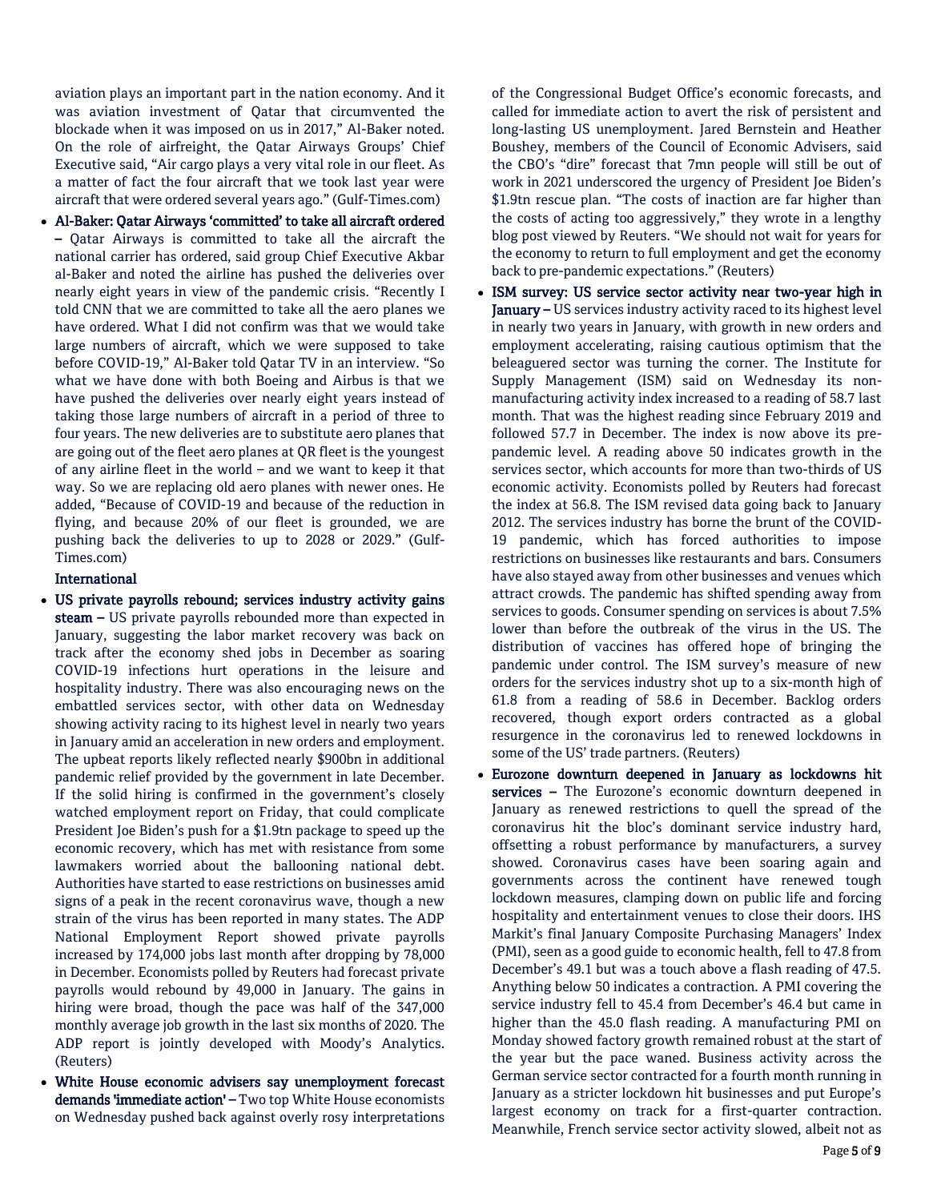aviation plays an important part in the nation economy. And it was aviation investment of Qatar that circumvented the blockade when it was imposed on us in 2017," Al-Baker noted. On the role of airfreight, the Qatar Airways Groups' Chief Executive said, "Air cargo plays a very vital role in our fleet. As a matter of fact the four aircraft that we took last year were aircraft that were ordered several years ago." (Gulf-Times.com)

- **Al-Baker: Qatar Airways 'committed' to take all aircraft ordered –** Qatar Airways is committed to take all the aircraft the national carrier has ordered, said group Chief Executive Akbar al-Baker and noted the airline has pushed the deliveries over nearly eight years in view of the pandemic crisis. "Recently I told CNN that we are committed to take all the aero planes we have ordered. What I did not confirm was that we would take large numbers of aircraft, which we were supposed to take before COVID-19," Al-Baker told Qatar TV in an interview. "So what we have done with both Boeing and Airbus is that we have pushed the deliveries over nearly eight years instead of taking those large numbers of aircraft in a period of three to four years. The new deliveries are to substitute aero planes that are going out of the fleet aero planes at QR fleet is the youngest of any airline fleet in the world – and we want to keep it that way. So we are replacing old aero planes with newer ones. He added, "Because of COVID-19 and because of the reduction in flying, and because 20% of our fleet is grounded, we are pushing back the deliveries to up to 2028 or 2029." (Gulf-Times.com)

**International**

- **US private payrolls rebound; services industry activity gains steam –** US private payrolls rebounded more than expected in January, suggesting the labor market recovery was back on track after the economy shed jobs in December as soaring COVID-19 infections hurt operations in the leisure and hospitality industry. There was also encouraging news on the embattled services sector, with other data on Wednesday showing activity racing to its highest level in nearly two years in January amid an acceleration in new orders and employment. The upbeat reports likely reflected nearly $900bn in additional pandemic relief provided by the government in late December. If the solid hiring is confirmed in the government's closely watched employment report on Friday, that could complicate President Joe Biden's push for a $1.9tn package to speed up the economic recovery, which has met with resistance from some lawmakers worried about the ballooning national debt. Authorities have started to ease restrictions on businesses amid signs of a peak in the recent coronavirus wave, though a new strain of the virus has been reported in many states. The ADP National Employment Report showed private payrolls increased by 174,000 jobs last month after dropping by 78,000 in December. Economists polled by Reuters had forecast private payrolls would rebound by 49,000 in January. The gains in hiring were broad, though the pace was half of the 347,000 monthly average job growth in the last six months of 2020. The ADP report is jointly developed with Moody's Analytics. (Reuters)
- **White House economic advisers say unemployment forecast demands 'immediate action' –** Two top White House economists on Wednesday pushed back against overly rosy interpretations of the Congressional Budget Office's economic forecasts, and called for immediate action to avert the risk of persistent and long-lasting US unemployment. Jared Bernstein and Heather Boushey, members of the Council of Economic Advisers, said the CBO's "dire" forecast that 7mn people will still be out of work in 2021 underscored the urgency of President Joe Biden's $1.9tn rescue plan. "The costs of inaction are far higher than the costs of acting too aggressively," they wrote in a lengthy blog post viewed by Reuters. "We should not wait for years for the economy to return to full employment and get the economy back to pre-pandemic expectations." (Reuters)
- **ISM survey: US service sector activity near two-year high in January –** US services industry activity raced to its highest level in nearly two years in January, with growth in new orders and employment accelerating, raising cautious optimism that the beleaguered sector was turning the corner. The Institute for Supply Management (ISM) said on Wednesday its non-manufacturing activity index increased to a reading of 58.7 last month. That was the highest reading since February 2019 and followed 57.7 in December. The index is now above its pre-pandemic level. A reading above 50 indicates growth in the services sector, which accounts for more than two-thirds of US economic activity. Economists polled by Reuters had forecast the index at 56.8. The ISM revised data going back to January 2012. The services industry has borne the brunt of the COVID-19 pandemic, which has forced authorities to impose restrictions on businesses like restaurants and bars. Consumers have also stayed away from other businesses and venues which attract crowds. The pandemic has shifted spending away from services to goods. Consumer spending on services is about 7.5% lower than before the outbreak of the virus in the US. The distribution of vaccines has offered hope of bringing the pandemic under control. The ISM survey's measure of new orders for the services industry shot up to a six-month high of 61.8 from a reading of 58.6 in December. Backlog orders recovered, though export orders contracted as a global resurgence in the coronavirus led to renewed lockdowns in some of the US' trade partners. (Reuters)
- **Eurozone downturn deepened in January as lockdowns hit services –** The Eurozone's economic downturn deepened in January as renewed restrictions to quell the spread of the coronavirus hit the bloc's dominant service industry hard, offsetting a robust performance by manufacturers, a survey showed. Coronavirus cases have been soaring again and governments across the continent have renewed tough lockdown measures, clamping down on public life and forcing hospitality and entertainment venues to close their doors. IHS Markit's final January Composite Purchasing Managers' Index (PMI), seen as a good guide to economic health, fell to 47.8 from December's 49.1 but was a touch above a flash reading of 47.5. Anything below 50 indicates a contraction. A PMI covering the service industry fell to 45.4 from December's 46.4 but came in higher than the 45.0 flash reading. A manufacturing PMI on Monday showed factory growth remained robust at the start of the year but the pace waned. Business activity across the German service sector contracted for a fourth month running in January as a stricter lockdown hit businesses and put Europe's largest economy on track for a first-quarter contraction. Meanwhile, French service sector activity slowed, albeit not as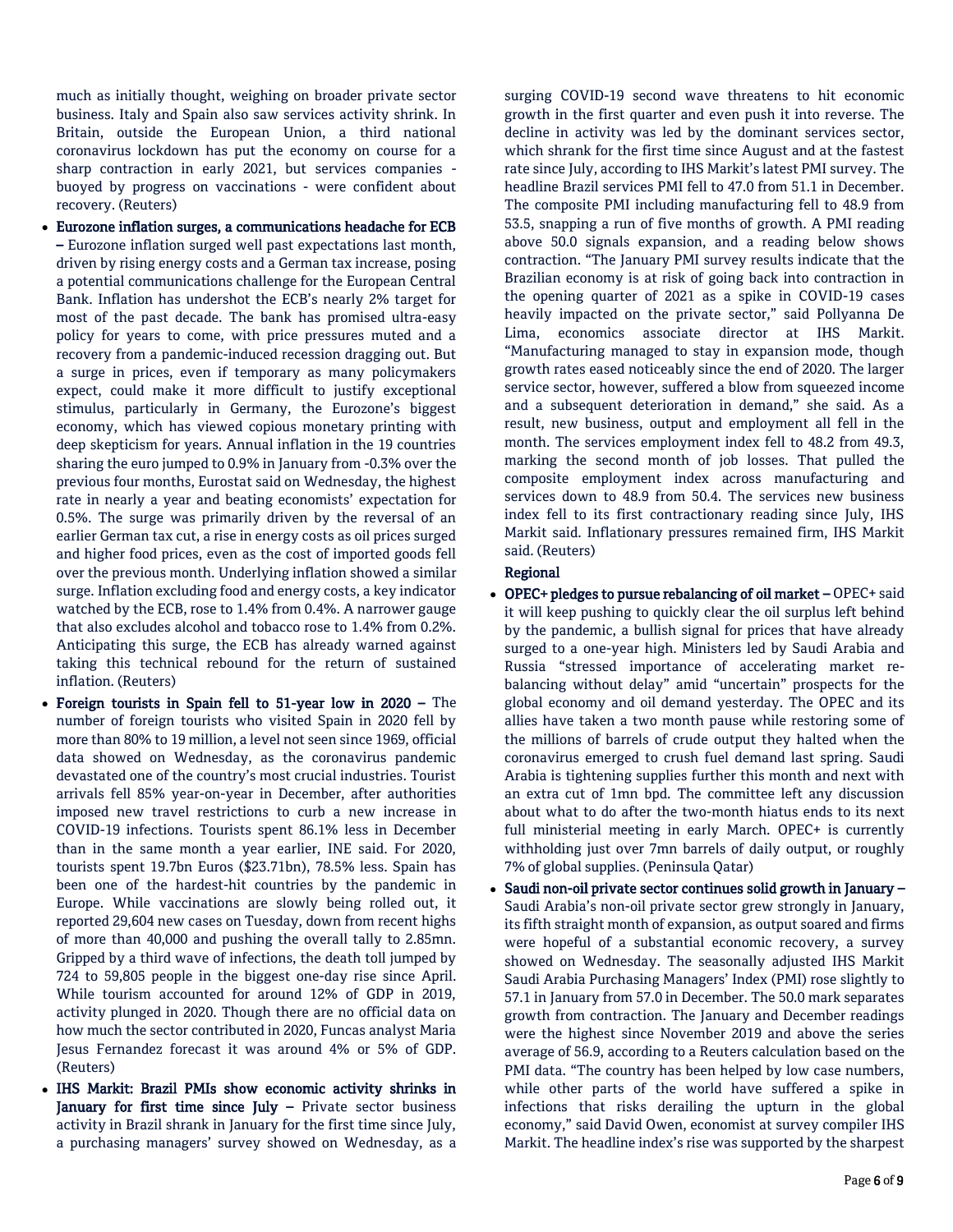much as initially thought, weighing on broader private sector business. Italy and Spain also saw services activity shrink. In Britain, outside the European Union, a third national coronavirus lockdown has put the economy on course for a sharp contraction in early 2021, but services companies - buoyed by progress on vaccinations - were confident about recovery. (Reuters)

- **Eurozone inflation surges, a communications headache for ECB –** Eurozone inflation surged well past expectations last month, driven by rising energy costs and a German tax increase, posing a potential communications challenge for the European Central Bank. Inflation has undershot the ECB's nearly 2% target for most of the past decade. The bank has promised ultra-easy policy for years to come, with price pressures muted and a recovery from a pandemic-induced recession dragging out. But a surge in prices, even if temporary as many policymakers expect, could make it more difficult to justify exceptional stimulus, particularly in Germany, the Eurozone's biggest economy, which has viewed copious monetary printing with deep skepticism for years. Annual inflation in the 19 countries sharing the euro jumped to 0.9% in January from -0.3% over the previous four months, Eurostat said on Wednesday, the highest rate in nearly a year and beating economists' expectation for 0.5%. The surge was primarily driven by the reversal of an earlier German tax cut, a rise in energy costs as oil prices surged and higher food prices, even as the cost of imported goods fell over the previous month. Underlying inflation showed a similar surge. Inflation excluding food and energy costs, a key indicator watched by the ECB, rose to 1.4% from 0.4%. A narrower gauge that also excludes alcohol and tobacco rose to 1.4% from 0.2%. Anticipating this surge, the ECB has already warned against taking this technical rebound for the return of sustained inflation. (Reuters)
- **Foreign tourists in Spain fell to 51-year low in 2020 –** The number of foreign tourists who visited Spain in 2020 fell by more than 80% to 19 million, a level not seen since 1969, official data showed on Wednesday, as the coronavirus pandemic devastated one of the country's most crucial industries. Tourist arrivals fell 85% year-on-year in December, after authorities imposed new travel restrictions to curb a new increase in COVID-19 infections. Tourists spent 86.1% less in December than in the same month a year earlier, INE said. For 2020, tourists spent 19.7bn Euros ($23.71bn), 78.5% less. Spain has been one of the hardest-hit countries by the pandemic in Europe. While vaccinations are slowly being rolled out, it reported 29,604 new cases on Tuesday, down from recent highs of more than 40,000 and pushing the overall tally to 2.85mn. Gripped by a third wave of infections, the death toll jumped by 724 to 59,805 people in the biggest one-day rise since April. While tourism accounted for around 12% of GDP in 2019, activity plunged in 2020. Though there are no official data on how much the sector contributed in 2020, Funcas analyst Maria Jesus Fernandez forecast it was around 4% or 5% of GDP. (Reuters)
- **IHS Markit: Brazil PMIs show economic activity shrinks in January for first time since July –** Private sector business activity in Brazil shrank in January for the first time since July, a purchasing managers' survey showed on Wednesday, as a surging COVID-19 second wave threatens to hit economic growth in the first quarter and even push it into reverse. The decline in activity was led by the dominant services sector, which shrank for the first time since August and at the fastest rate since July, according to IHS Markit's latest PMI survey. The headline Brazil services PMI fell to 47.0 from 51.1 in December. The composite PMI including manufacturing fell to 48.9 from 53.5, snapping a run of five months of growth. A PMI reading above 50.0 signals expansion, and a reading below shows contraction. "The January PMI survey results indicate that the Brazilian economy is at risk of going back into contraction in the opening quarter of 2021 as a spike in COVID-19 cases heavily impacted on the private sector," said Pollyanna De Lima, economics associate director at IHS Markit. "Manufacturing managed to stay in expansion mode, though growth rates eased noticeably since the end of 2020. The larger service sector, however, suffered a blow from squeezed income and a subsequent deterioration in demand," she said. As a result, new business, output and employment all fell in the month. The services employment index fell to 48.2 from 49.3, marking the second month of job losses. That pulled the composite employment index across manufacturing and services down to 48.9 from 50.4. The services new business index fell to its first contractionary reading since July, IHS Markit said. Inflationary pressures remained firm, IHS Markit said. (Reuters)

## Regional

- **OPEC+ pledges to pursue rebalancing of oil market –** OPEC+ said it will keep pushing to quickly clear the oil surplus left behind by the pandemic, a bullish signal for prices that have already surged to a one-year high. Ministers led by Saudi Arabia and Russia "stressed importance of accelerating market re-balancing without delay" amid "uncertain" prospects for the global economy and oil demand yesterday. The OPEC and its allies have taken a two month pause while restoring some of the millions of barrels of crude output they halted when the coronavirus emerged to crush fuel demand last spring. Saudi Arabia is tightening supplies further this month and next with an extra cut of 1mn bpd. The committee left any discussion about what to do after the two-month hiatus ends to its next full ministerial meeting in early March. OPEC+ is currently withholding just over 7mn barrels of daily output, or roughly 7% of global supplies. (Peninsula Qatar)
- **Saudi non-oil private sector continues solid growth in January –** Saudi Arabia's non-oil private sector grew strongly in January, its fifth straight month of expansion, as output soared and firms were hopeful of a substantial economic recovery, a survey showed on Wednesday. The seasonally adjusted IHS Markit Saudi Arabia Purchasing Managers' Index (PMI) rose slightly to 57.1 in January from 57.0 in December. The 50.0 mark separates growth from contraction. The January and December readings were the highest since November 2019 and above the series average of 56.9, according to a Reuters calculation based on the PMI data. "The country has been helped by low case numbers, while other parts of the world have suffered a spike in infections that risks derailing the upturn in the global economy," said David Owen, economist at survey compiler IHS Markit. The headline index's rise was supported by the sharpest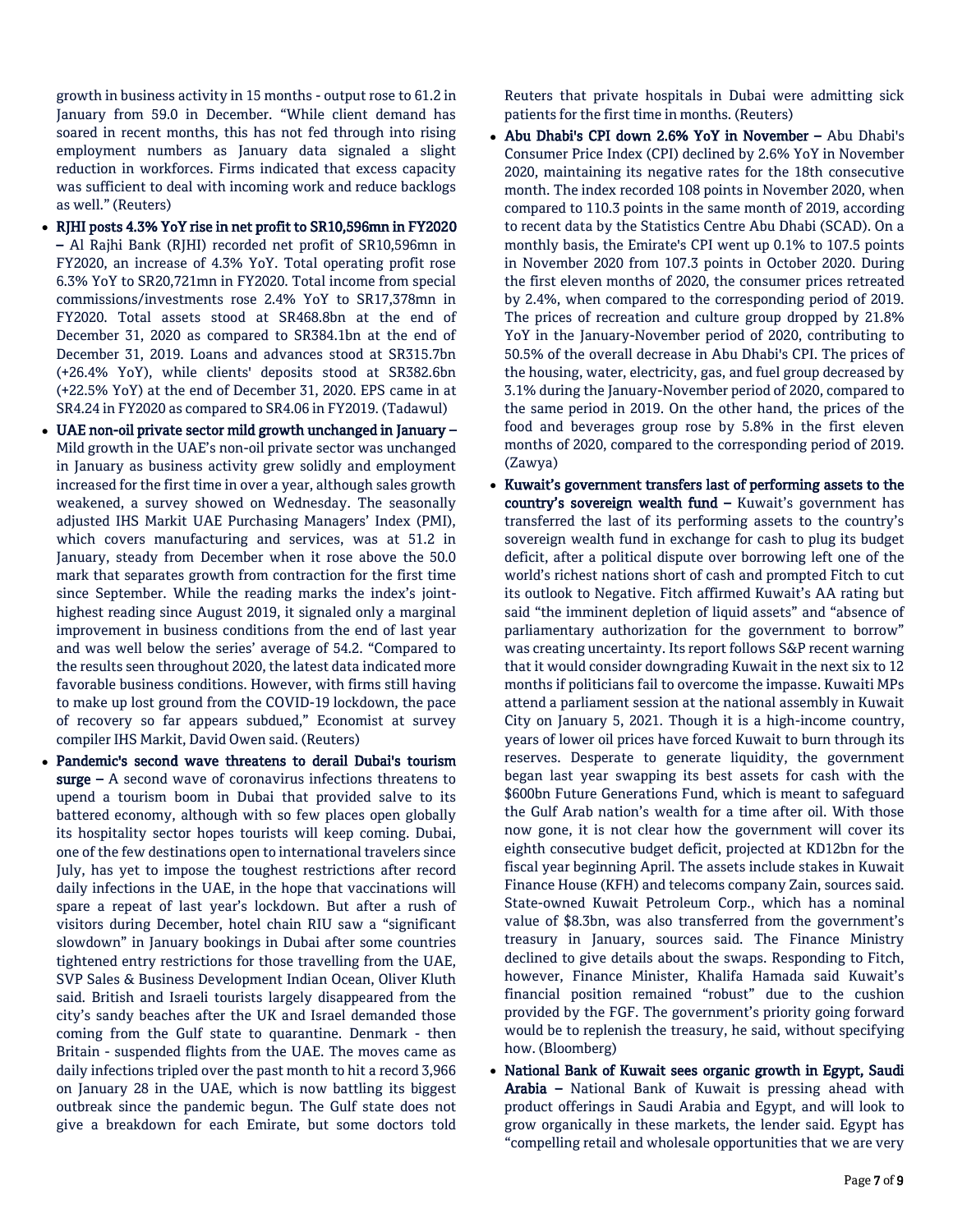growth in business activity in 15 months - output rose to 61.2 in January from 59.0 in December. "While client demand has soared in recent months, this has not fed through into rising employment numbers as January data signaled a slight reduction in workforces. Firms indicated that excess capacity was sufficient to deal with incoming work and reduce backlogs as well." (Reuters)

- **RJHI posts 4.3% YoY rise in net profit to SR10,596mn in FY2020 –** Al Rajhi Bank (RJHI) recorded net profit of SR10,596mn in FY2020, an increase of 4.3% YoY. Total operating profit rose 6.3% YoY to SR20,721mn in FY2020. Total income from special commissions/investments rose 2.4% YoY to SR17,378mn in FY2020. Total assets stood at SR468.8bn at the end of December 31, 2020 as compared to SR384.1bn at the end of December 31, 2019. Loans and advances stood at SR315.7bn (+26.4% YoY), while clients' deposits stood at SR382.6bn (+22.5% YoY) at the end of December 31, 2020. EPS came in at SR4.24 in FY2020 as compared to SR4.06 in FY2019. (Tadawul)
- **UAE non-oil private sector mild growth unchanged in January –** Mild growth in the UAE's non-oil private sector was unchanged in January as business activity grew solidly and employment increased for the first time in over a year, although sales growth weakened, a survey showed on Wednesday. The seasonally adjusted IHS Markit UAE Purchasing Managers' Index (PMI), which covers manufacturing and services, was at 51.2 in January, steady from December when it rose above the 50.0 mark that separates growth from contraction for the first time since September. While the reading marks the index's joint-highest reading since August 2019, it signaled only a marginal improvement in business conditions from the end of last year and was well below the series' average of 54.2. "Compared to the results seen throughout 2020, the latest data indicated more favorable business conditions. However, with firms still having to make up lost ground from the COVID-19 lockdown, the pace of recovery so far appears subdued," Economist at survey compiler IHS Markit, David Owen said. (Reuters)
- **Pandemic's second wave threatens to derail Dubai's tourism surge –** A second wave of coronavirus infections threatens to upend a tourism boom in Dubai that provided salve to its battered economy, although with so few places open globally its hospitality sector hopes tourists will keep coming. Dubai, one of the few destinations open to international travelers since July, has yet to impose the toughest restrictions after record daily infections in the UAE, in the hope that vaccinations will spare a repeat of last year's lockdown. But after a rush of visitors during December, hotel chain RIU saw a "significant slowdown" in January bookings in Dubai after some countries tightened entry restrictions for those travelling from the UAE, SVP Sales & Business Development Indian Ocean, Oliver Kluth said. British and Israeli tourists largely disappeared from the city's sandy beaches after the UK and Israel demanded those coming from the Gulf state to quarantine. Denmark - then Britain - suspended flights from the UAE. The moves came as daily infections tripled over the past month to hit a record 3,966 on January 28 in the UAE, which is now battling its biggest outbreak since the pandemic begun. The Gulf state does not give a breakdown for each Emirate, but some doctors told Reuters that private hospitals in Dubai were admitting sick patients for the first time in months. (Reuters)
- **Abu Dhabi's CPI down 2.6% YoY in November –** Abu Dhabi's Consumer Price Index (CPI) declined by 2.6% YoY in November 2020, maintaining its negative rates for the 18th consecutive month. The index recorded 108 points in November 2020, when compared to 110.3 points in the same month of 2019, according to recent data by the Statistics Centre Abu Dhabi (SCAD). On a monthly basis, the Emirate's CPI went up 0.1% to 107.5 points in November 2020 from 107.3 points in October 2020. During the first eleven months of 2020, the consumer prices retreated by 2.4%, when compared to the corresponding period of 2019. The prices of recreation and culture group dropped by 21.8% YoY in the January-November period of 2020, contributing to 50.5% of the overall decrease in Abu Dhabi's CPI. The prices of the housing, water, electricity, gas, and fuel group decreased by 3.1% during the January-November period of 2020, compared to the same period in 2019. On the other hand, the prices of the food and beverages group rose by 5.8% in the first eleven months of 2020, compared to the corresponding period of 2019. (Zawya)
- **Kuwait's government transfers last of performing assets to the country's sovereign wealth fund –** Kuwait's government has transferred the last of its performing assets to the country's sovereign wealth fund in exchange for cash to plug its budget deficit, after a political dispute over borrowing left one of the world's richest nations short of cash and prompted Fitch to cut its outlook to Negative. Fitch affirmed Kuwait's AA rating but said "the imminent depletion of liquid assets" and "absence of parliamentary authorization for the government to borrow" was creating uncertainty. Its report follows S&P recent warning that it would consider downgrading Kuwait in the next six to 12 months if politicians fail to overcome the impasse. Kuwaiti MPs attend a parliament session at the national assembly in Kuwait City on January 5, 2021. Though it is a high-income country, years of lower oil prices have forced Kuwait to burn through its reserves. Desperate to generate liquidity, the government began last year swapping its best assets for cash with the $600bn Future Generations Fund, which is meant to safeguard the Gulf Arab nation's wealth for a time after oil. With those now gone, it is not clear how the government will cover its eighth consecutive budget deficit, projected at KD12bn for the fiscal year beginning April. The assets include stakes in Kuwait Finance House (KFH) and telecoms company Zain, sources said. State-owned Kuwait Petroleum Corp., which has a nominal value of $8.3bn, was also transferred from the government's treasury in January, sources said. The Finance Ministry declined to give details about the swaps. Responding to Fitch, however, Finance Minister, Khalifa Hamada said Kuwait's financial position remained "robust" due to the cushion provided by the FGF. The government's priority going forward would be to replenish the treasury, he said, without specifying how. (Bloomberg)
- **National Bank of Kuwait sees organic growth in Egypt, Saudi Arabia –** National Bank of Kuwait is pressing ahead with product offerings in Saudi Arabia and Egypt, and will look to grow organically in these markets, the lender said. Egypt has "compelling retail and wholesale opportunities that we are very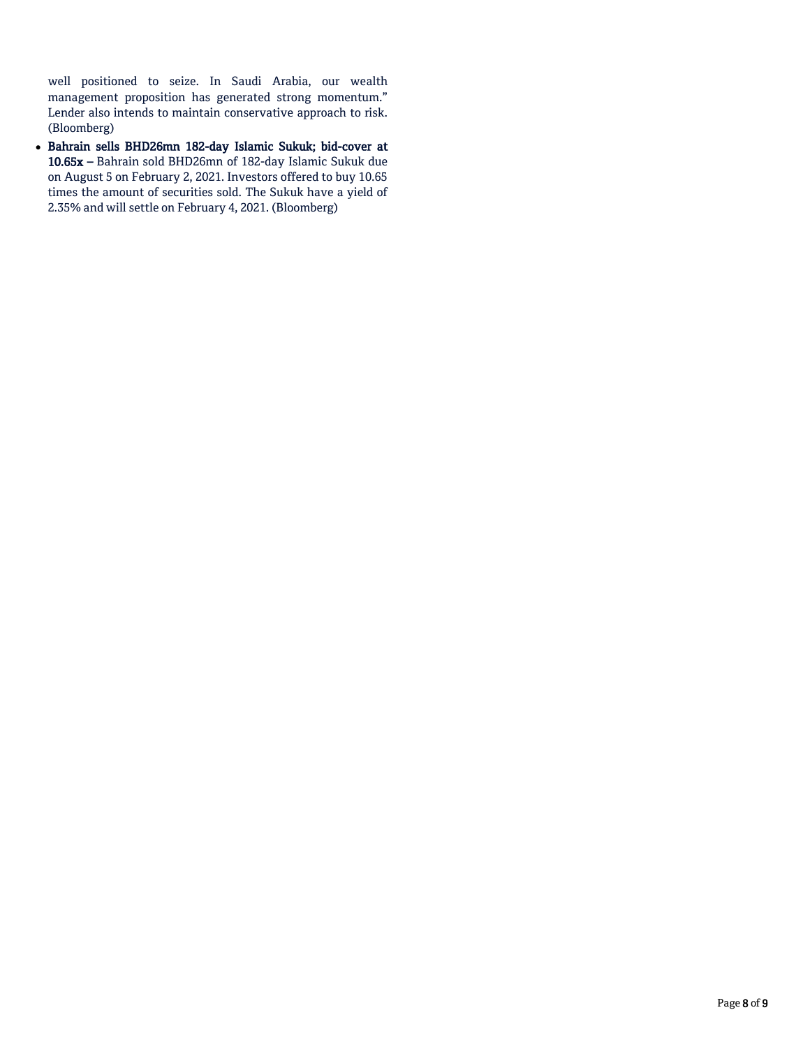well positioned to seize. In Saudi Arabia, our wealth management proposition has generated strong momentum." Lender also intends to maintain conservative approach to risk. (Bloomberg)

- **Bahrain sells BHD26mn 182-day Islamic Sukuk; bid-cover at 10.65x –** Bahrain sold BHD26mn of 182-day Islamic Sukuk due on August 5 on February 2, 2021. Investors offered to buy 10.65 times the amount of securities sold. The Sukuk have a yield of 2.35% and will settle on February 4, 2021. (Bloomberg)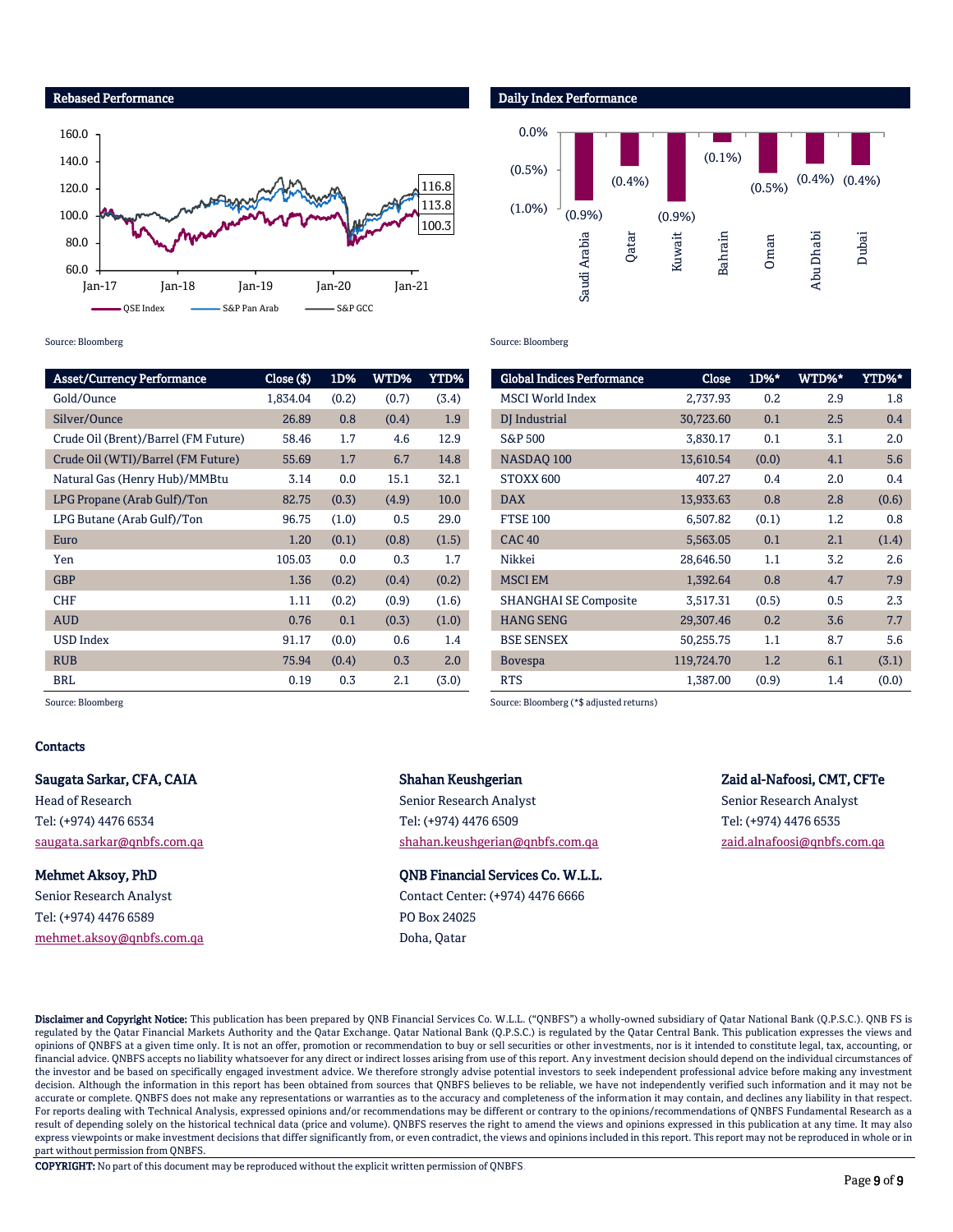## Rebased Performance

160.0
140.0
120.0
100.0
80.0
60.0

Jan-17
Jan-18
Jan-19
Jan-20
Jan-21

116.8
113.8
100.3

QSE Index
S&P Pan Arab
S&P GCC

Source: Bloomberg

## Daily Index Performance

0.0%
(0.5%)
(1.0%)

(0.9%)
(0.4%)
(0.9%)
(0.1%)
(0.5%)
(0.4%)
(0.4%)

Saudi Arabia
Qatar
Kuwait
Bahrain
Oman
Abu Dhabi
Dubai

Source: Bloomberg

| Asset/Currency Performance | Close ($) | 1D% | WTD% | YTD% |
|---|---|---|---|---|
| Gold/Ounce | 1,834.04 | (0.2) | (0.7) | (3.4) |
| Silver/Ounce | 26.89 | 0.8 | (0.4) | 1.9 |
| Crude Oil (Brent)/Barrel (FM Future) | 58.46 | 1.7 | 4.6 | 12.9 |
| Crude Oil (WTI)/Barrel (FM Future) | 55.69 | 1.7 | 6.7 | 14.8 |
| Natural Gas (Henry Hub)/MMBtu | 3.14 | 0.0 | 15.1 | 32.1 |
| LPG Propane (Arab Gulf)/Ton | 82.75 | (0.3) | (4.9) | 10.0 |
| LPG Butane (Arab Gulf)/Ton | 96.75 | (1.0) | 0.5 | 29.0 |
| Euro | 1.20 | (0.1) | (0.8) | (1.5) |
| Yen | 105.03 | 0.0 | 0.3 | 1.7 |
| GBP | 1.36 | (0.2) | (0.4) | (0.2) |
| CHF | 1.11 | (0.2) | (0.9) | (1.6) |
| AUD | 0.76 | 0.1 | (0.3) | (1.0) |
| USD Index | 91.17 | (0.0) | 0.6 | 1.4 |
| RUB | 75.94 | (0.4) | 0.3 | 2.0 |
| BRL | 0.19 | 0.3 | 2.1 | (3.0) |

Source: Bloomberg

| Global Indices Performance | Close | 1D%* | WTD%* | YTD%* |
|---|---|---|---|---|
| MSCI World Index | 2,737.93 | 0.2 | 2.9 | 1.8 |
| DJ Industrial | 30,723.60 | 0.1 | 2.5 | 0.4 |
| S&P 500 | 3,830.17 | 0.1 | 3.1 | 2.0 |
| NASDAQ 100 | 13,610.54 | (0.0) | 4.1 | 5.6 |
| STOXX 600 | 407.27 | 0.4 | 2.0 | 0.4 |
| DAX | 13,933.63 | 0.8 | 2.8 | (0.6) |
| FTSE 100 | 6,507.82 | (0.1) | 1.2 | 0.8 |
| CAC 40 | 5,563.05 | 0.1 | 2.1 | (1.4) |
| Nikkei | 28,646.50 | 1.1 | 3.2 | 2.6 |
| MSCI EM | 1,392.64 | 0.8 | 4.7 | 7.9 |
| SHANGHAI SE Composite | 3,517.31 | (0.5) | 0.5 | 2.3 |
| HANG SENG | 29,307.46 | 0.2 | 3.6 | 7.7 |
| BSE SENSEX | 50,255.75 | 1.1 | 8.7 | 5.6 |
| Bovespa | 119,724.70 | 1.2 | 6.1 | (3.1) |
| RTS | 1,387.00 | (0.9) | 1.4 | (0.0) |

Source: Bloomberg (*$ adjusted returns)

### Contacts

**Saugata Sarkar, CFA, CAIA**
Head of Research
Tel: (+974) 4476 6534
saugata.sarkar@qnbfs.com.qa

**Shahan Keushgerian**
Senior Research Analyst
Tel: (+974) 4476 6509
shahan.keushgerian@qnbfs.com.qa

**Zaid al-Nafoosi, CMT, CFTe**
Senior Research Analyst
Tel: (+974) 4476 6535
zaid.alnafoosi@qnbfs.com.qa

**Mehmet Aksoy, PhD**
Senior Research Analyst
Tel: (+974) 4476 6589
mehmet.aksoy@qnbfs.com.qa

**QNB Financial Services Co. W.L.L.**
Contact Center: (+974) 4476 6666
PO Box 24025
Doha, Qatar

**Disclaimer and Copyright Notice:** This publication has been prepared by QNB Financial Services Co. W.L.L. ("QNBFS") a wholly-owned subsidiary of Qatar National Bank (Q.P.S.C.). QNB FS is regulated by the Qatar Financial Markets Authority and the Qatar Exchange. Qatar National Bank (Q.P.S.C.) is regulated by the Qatar Central Bank. This publication expresses the views and opinions of QNBFS at a given time only. It is not an offer, promotion or recommendation to buy or sell securities or other investments, nor is it intended to constitute legal, tax, accounting, or financial advice. QNBFS accepts no liability whatsoever for any direct or indirect losses arising from use of this report. Any investment decision should depend on the individual circumstances of the investor and be based on specifically engaged investment advice. We therefore strongly advise potential investors to seek independent professional advice before making any investment decision. Although the information in this report has been obtained from sources that QNBFS believes to be reliable, we have not independently verified such information and it may not be accurate or complete. QNBFS does not make any representations or warranties as to the accuracy and completeness of the information it may contain, and declines any liability in that respect. For reports dealing with Technical Analysis, expressed opinions and/or recommendations may be different or contrary to the opinions/recommendations of QNBFS Fundamental Research as a result of depending solely on the historical technical data (price and volume). QNBFS reserves the right to amend the views and opinions expressed in this publication at any time. It may also express viewpoints or make investment decisions that differ significantly from, or even contradict, the views and opinions included in this report. This report may not be reproduced in whole or in part without permission from QNBFS.

**COPYRIGHT:** No part of this document may be reproduced without the explicit written permission of QNBFS